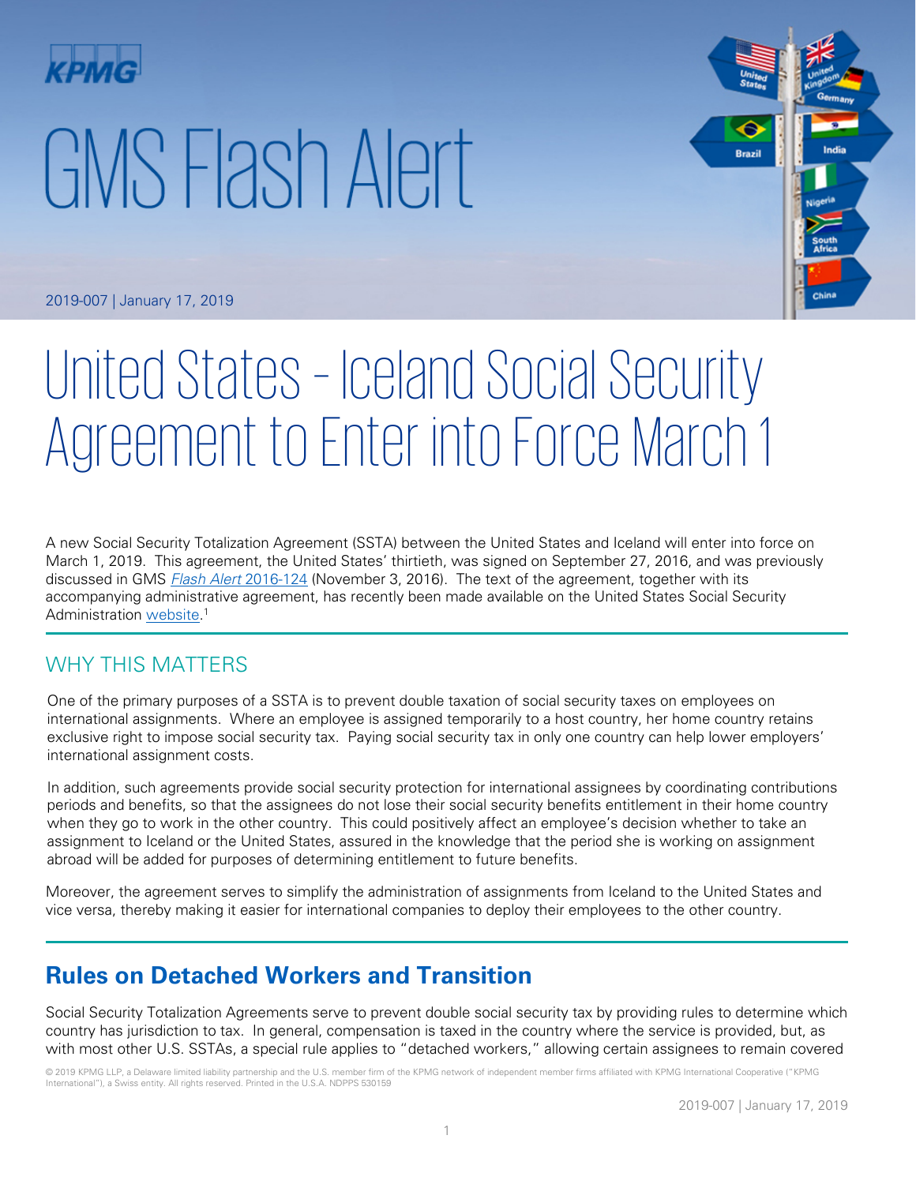KPMG

# GMS Flash Alert

2019-007 | January 17, 2019

# United States – Iceland Social Security Agreement to Enter into Force March 1

A new Social Security Totalization Agreement (SSTA) between the United States and Iceland will enter into force on March 1, 2019. This agreement, the United States' thirtieth, was signed on September 27, 2016, and was previously discussed in GMS *Flash Alert* 2016-124 (November 3, 2016). The text of the agreement, together with its accompanying administrative agreement, has recently been made available on the United States Social Security Administration website.[1]

## WHY THIS MATTERS

One of the primary purposes of a SSTA is to prevent double taxation of social security taxes on employees on international assignments. Where an employee is assigned temporarily to a host country, her home country retains exclusive right to impose social security tax. Paying social security tax in only one country can help lower employers' international assignment costs.

In addition, such agreements provide social security protection for international assignees by coordinating contributions periods and benefits, so that the assignees do not lose their social security benefits entitlement in their home country when they go to work in the other country. This could positively affect an employee's decision whether to take an assignment to Iceland or the United States, assured in the knowledge that the period she is working on assignment abroad will be added for purposes of determining entitlement to future benefits.

Moreover, the agreement serves to simplify the administration of assignments from Iceland to the United States and vice versa, thereby making it easier for international companies to deploy their employees to the other country.

## Rules on Detached Workers and Transition

Social Security Totalization Agreements serve to prevent double social security tax by providing rules to determine which country has jurisdiction to tax. In general, compensation is taxed in the country where the service is provided, but, as with most other U.S. SSTAs, a special rule applies to "detached workers," allowing certain assignees to remain covered

© 2019 KPMG LLP, a Delaware limited liability partnership and the U.S. member firm of the KPMG network of independent member firms affiliated with KPMG International Cooperative ("KPMG International"), a Swiss entity. All rights reserved. Printed in the U.S.A. NDPPS 530159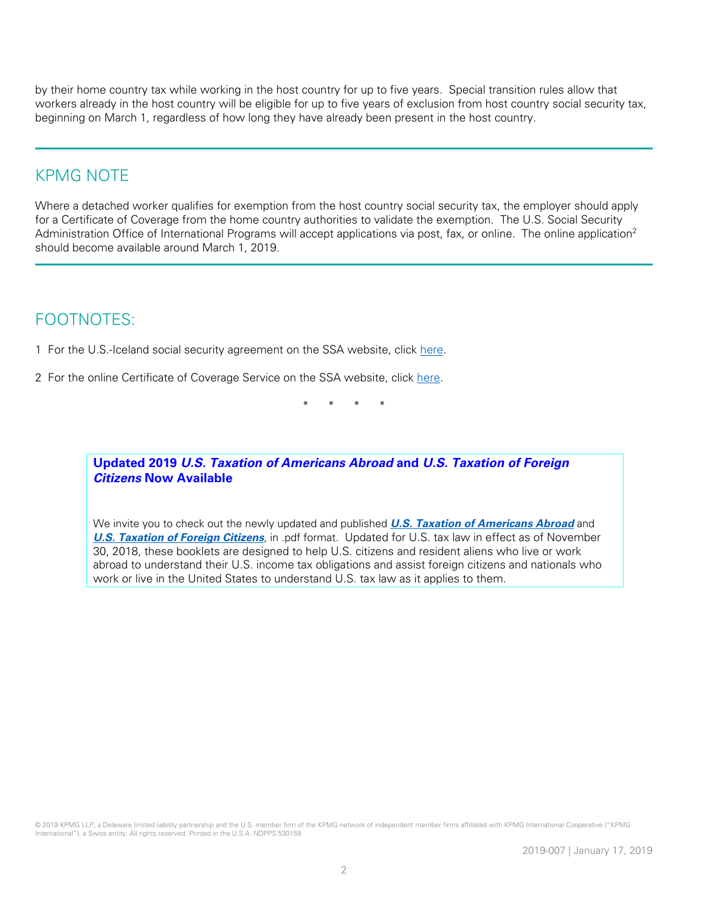by their home country tax while working in the host country for up to five years. Special transition rules allow that workers already in the host country will be eligible for up to five years of exclusion from host country social security tax, beginning on March 1, regardless of how long they have already been present in the host country.

---

## KPMG NOTE

Where a detached worker qualifies for exemption from the host country social security tax, the employer should apply for a Certificate of Coverage from the home country authorities to validate the exemption. The U.S. Social Security Administration Office of International Programs will accept applications via post, fax, or online. The online application[2] should become available around March 1, 2019.

---

## FOOTNOTES:

1 For the U.S.-Iceland social security agreement on the SSA website, click here.

2 For the online Certificate of Coverage Service on the SSA website, click here.

\* \* \* \*

**Updated 2019 *U.S. Taxation of Americans Abroad* and *U.S. Taxation of Foreign Citizens* Now Available**

We invite you to check out the newly updated and published ***U.S. Taxation of Americans Abroad*** and ***U.S. Taxation of Foreign Citizens***, in .pdf format. Updated for U.S. tax law in effect as of November 30, 2018, these booklets are designed to help U.S. citizens and resident aliens who live or work abroad to understand their U.S. income tax obligations and assist foreign citizens and nationals who work or live in the United States to understand U.S. tax law as it applies to them.

© 2019 KPMG LLP, a Delaware limited liability partnership and the U.S. member firm of the KPMG network of independent member firms affiliated with KPMG International Cooperative ("KPMG International"), a Swiss entity. All rights reserved. Printed in the U.S.A. NDPPS 530159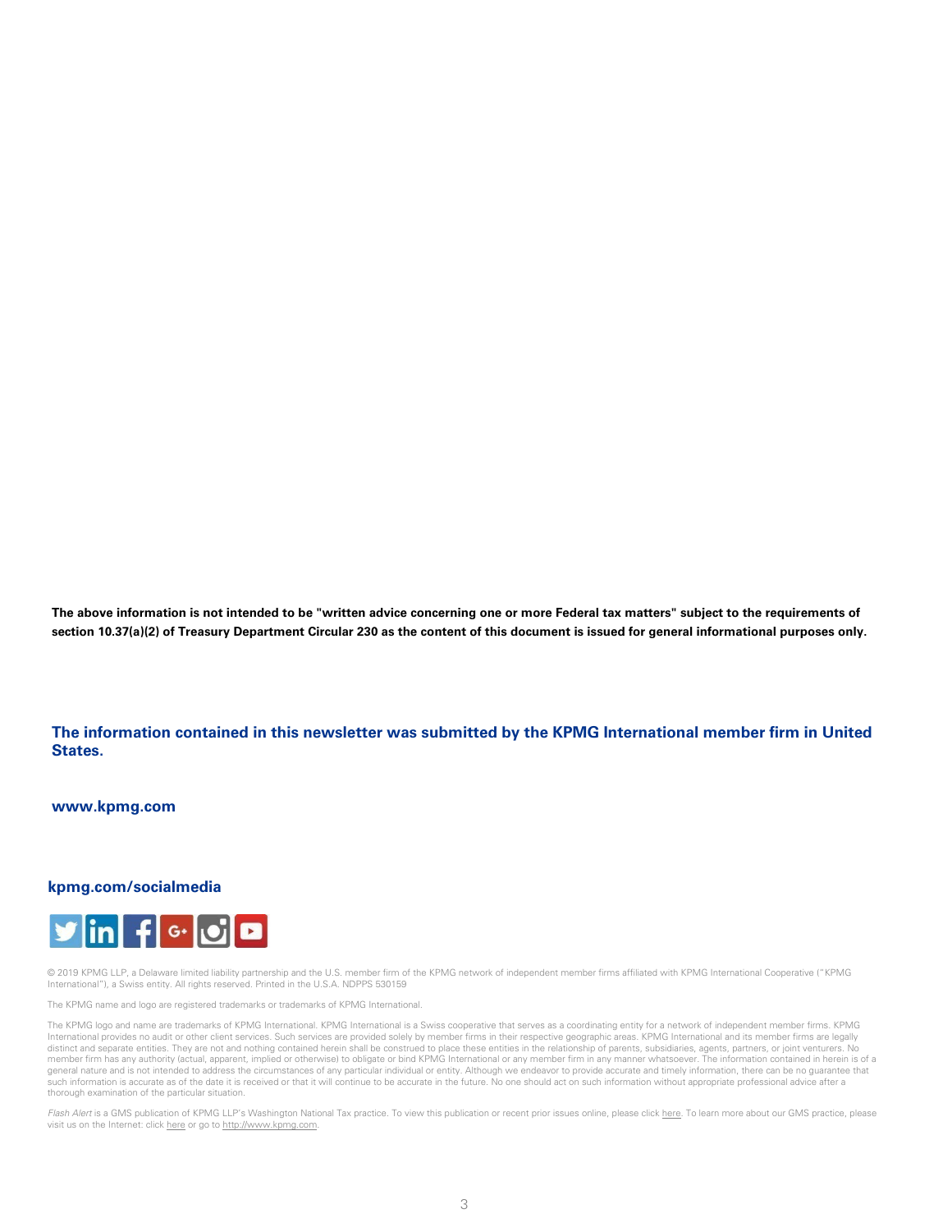**The above information is not intended to be "written advice concerning one or more Federal tax matters" subject to the requirements of section 10.37(a)(2) of Treasury Department Circular 230 as the content of this document is issued for general informational purposes only.**

**The information contained in this newsletter was submitted by the KPMG International member firm in United States.**

**www.kpmg.com**

**kpmg.com/socialmedia**

© 2019 KPMG LLP, a Delaware limited liability partnership and the U.S. member firm of the KPMG network of independent member firms affiliated with KPMG International Cooperative ("KPMG International"), a Swiss entity. All rights reserved. Printed in the U.S.A. NDPPS 530159

The KPMG name and logo are registered trademarks or trademarks of KPMG International.

The KPMG logo and name are trademarks of KPMG International. KPMG International is a Swiss cooperative that serves as a coordinating entity for a network of independent member firms. KPMG International provides no audit or other client services. Such services are provided solely by member firms in their respective geographic areas. KPMG International and its member firms are legally distinct and separate entities. They are not and nothing contained herein shall be construed to place these entities in the relationship of parents, subsidiaries, agents, partners, or joint venturers. No member firm has any authority (actual, apparent, implied or otherwise) to obligate or bind KPMG International or any member firm in any manner whatsoever. The information contained in herein is of a general nature and is not intended to address the circumstances of any particular individual or entity. Although we endeavor to provide accurate and timely information, there can be no guarantee that such information is accurate as of the date it is received or that it will continue to be accurate in the future. No one should act on such information without appropriate professional advice after a thorough examination of the particular situation.

*Flash Alert* is a GMS publication of KPMG LLP's Washington National Tax practice. To view this publication or recent prior issues online, please click here. To learn more about our GMS practice, please visit us on the Internet: click here or go to http://www.kpmg.com.